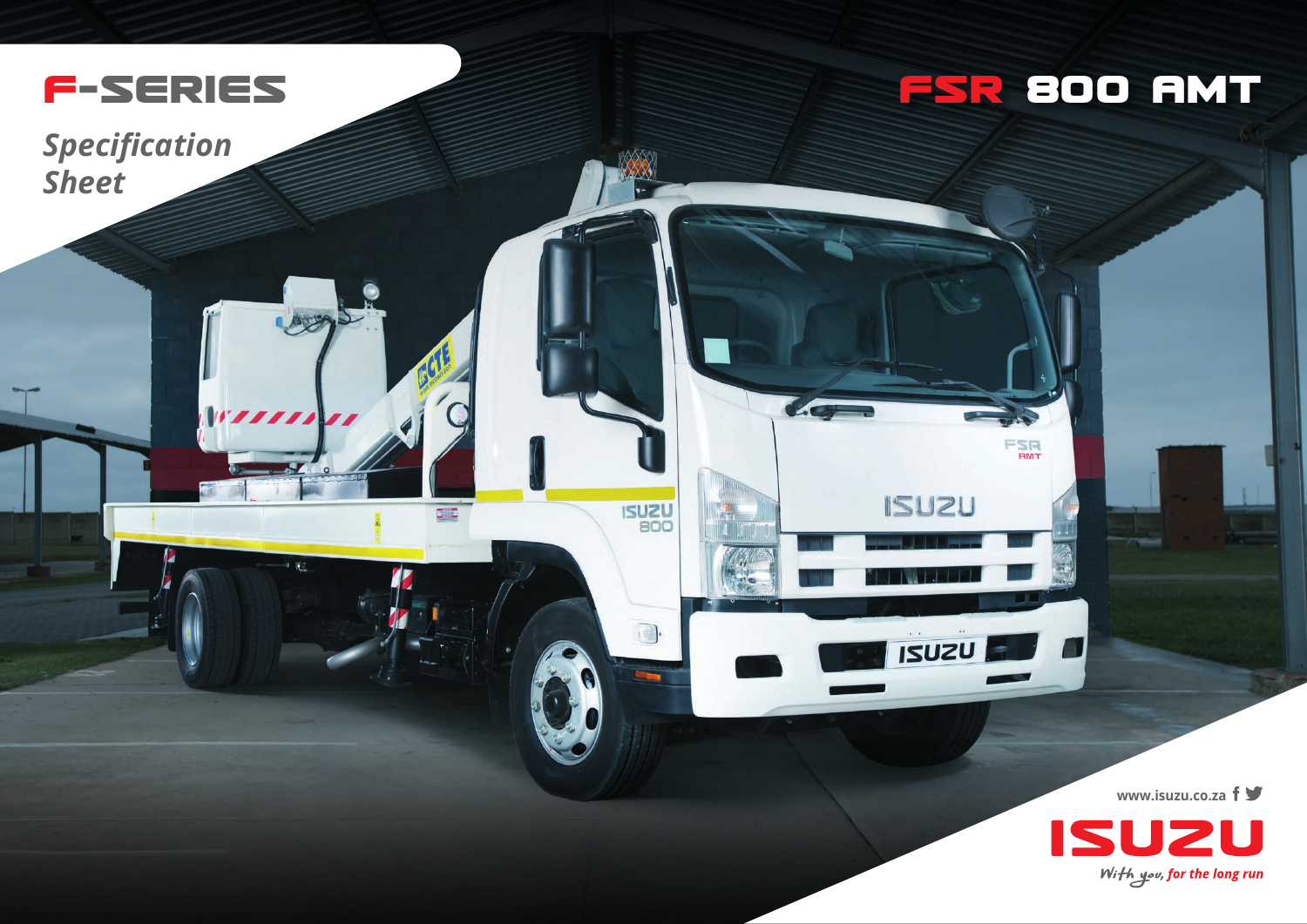# F-SERIES

*Specification Sheet*

# FSR 800 AMT

www.isuzu.co.za

ISUZU

*With you, for the long run*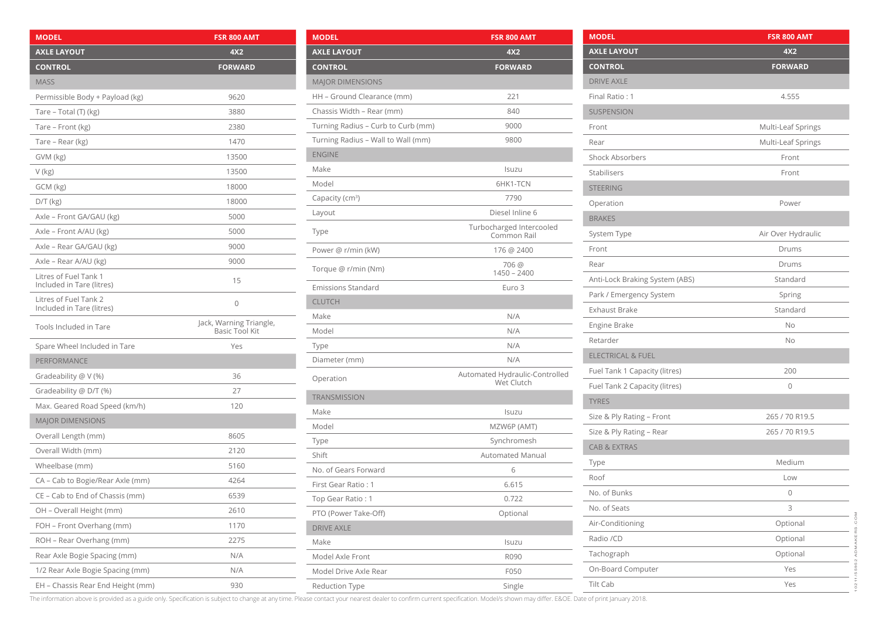| MODEL | FSR 800 AMT |
|---|---|
| AXLE LAYOUT | 4X2 |
| CONTROL | FORWARD |
| MASS | |
| Permissible Body + Payload (kg) | 9620 |
| Tare – Total (T) (kg) | 3880 |
| Tare – Front (kg) | 2380 |
| Tare – Rear (kg) | 1470 |
| GVM (kg) | 13500 |
| V (kg) | 13500 |
| GCM (kg) | 18000 |
| D/T (kg) | 18000 |
| Axle – Front GA/GAU (kg) | 5000 |
| Axle – Front A/AU (kg) | 5000 |
| Axle – Rear GA/GAU (kg) | 9000 |
| Axle – Rear A/AU (kg) | 9000 |
| Litres of Fuel Tank 1 Included in Tare (litres) | 15 |
| Litres of Fuel Tank 2 Included in Tare (litres) | 0 |
| Tools Included in Tare | Jack, Warning Triangle, Basic Tool Kit |
| Spare Wheel Included in Tare | Yes |
| PERFORMANCE | |
| Gradeability @ V (%) | 36 |
| Gradeability @ D/T (%) | 27 |
| Max. Geared Road Speed (km/h) | 120 |
| MAJOR DIMENSIONS | |
| Overall Length (mm) | 8605 |
| Overall Width (mm) | 2120 |
| Wheelbase (mm) | 5160 |
| CA – Cab to Bogie/Rear Axle (mm) | 4264 |
| CE – Cab to End of Chassis (mm) | 6539 |
| OH – Overall Height (mm) | 2610 |
| FOH – Front Overhang (mm) | 1170 |
| ROH – Rear Overhang (mm) | 2275 |
| Rear Axle Bogie Spacing (mm) | N/A |
| 1/2 Rear Axle Bogie Spacing (mm) | N/A |
| EH – Chassis Rear End Height (mm) | 930 |

| MODEL | FSR 800 AMT |
|---|---|
| AXLE LAYOUT | 4X2 |
| CONTROL | FORWARD |
| MAJOR DIMENSIONS | |
| HH – Ground Clearance (mm) | 221 |
| Chassis Width – Rear (mm) | 840 |
| Turning Radius – Curb to Curb (mm) | 9000 |
| Turning Radius – Wall to Wall (mm) | 9800 |
| ENGINE | |
| Make | Isuzu |
| Model | 6HK1-TCN |
| Capacity (cm³) | 7790 |
| Layout | Diesel Inline 6 |
| Type | Turbocharged Intercooled Common Rail |
| Power @ r/min (kW) | 176 @ 2400 |
| Torque @ r/min (Nm) | 706 @ 1450 – 2400 |
| Emissions Standard | Euro 3 |
| CLUTCH | |
| Make | N/A |
| Model | N/A |
| Type | N/A |
| Diameter (mm) | N/A |
| Operation | Automated Hydraulic-Controlled Wet Clutch |
| TRANSMISSION | |
| Make | Isuzu |
| Model | MZW6P (AMT) |
| Type | Synchromesh |
| Shift | Automated Manual |
| No. of Gears Forward | 6 |
| First Gear Ratio : 1 | 6.615 |
| Top Gear Ratio : 1 | 0.722 |
| PTO (Power Take-Off) | Optional |
| DRIVE AXLE | |
| Make | Isuzu |
| Model Axle Front | R090 |
| Model Drive Axle Rear | F050 |
| Reduction Type | Single |

| MODEL | FSR 800 AMT |
|---|---|
| AXLE LAYOUT | 4X2 |
| CONTROL | FORWARD |
| DRIVE AXLE | |
| Final Ratio : 1 | 4.555 |
| SUSPENSION | |
| Front | Multi-Leaf Springs |
| Rear | Multi-Leaf Springs |
| Shock Absorbers | Front |
| Stabilisers | Front |
| STEERING | |
| Operation | Power |
| BRAKES | |
| System Type | Air Over Hydraulic |
| Front | Drums |
| Rear | Drums |
| Anti-Lock Braking System (ABS) | Standard |
| Park / Emergency System | Spring |
| Exhaust Brake | Standard |
| Engine Brake | No |
| Retarder | No |
| ELECTRICAL & FUEL | |
| Fuel Tank 1 Capacity (litres) | 200 |
| Fuel Tank 2 Capacity (litres) | 0 |
| TYRES | |
| Size & Ply Rating – Front | 265 / 70 R19.5 |
| Size & Ply Rating – Rear | 265 / 70 R19.5 |
| CAB & EXTRAS | |
| Type | Medium |
| Roof | Low |
| No. of Bunks | 0 |
| No. of Seats | 3 |
| Air-Conditioning | Optional |
| Radio /CD | Optional |
| Tachograph | Optional |
| On-Board Computer | Yes |
| Tilt Cab | Yes |

The information above is provided as a guide only. Specification is subject to change at any time. Please contact your nearest dealer to confirm current specification. Model/s shown may differ. E&OE. Date of print January 2018.

10211/55862 ADMAKERS.COM